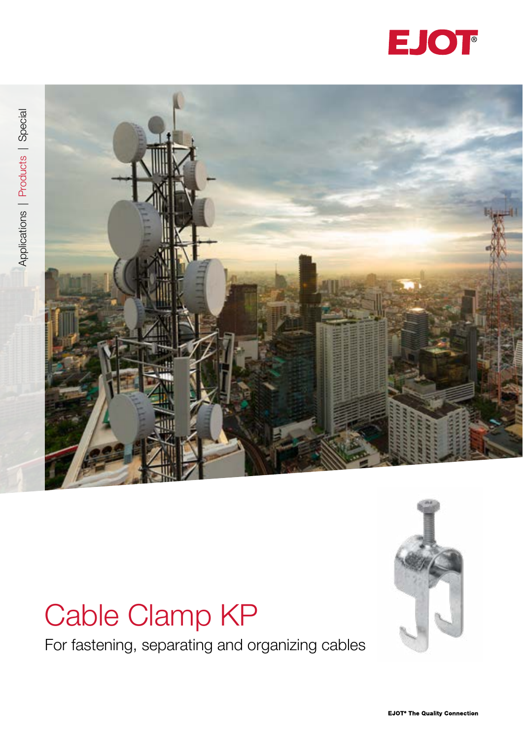EJOT®

Applications | Products | Special

# Cable Clamp KP

For fastening, separating and organizing cables

EJOT® The Quality Connection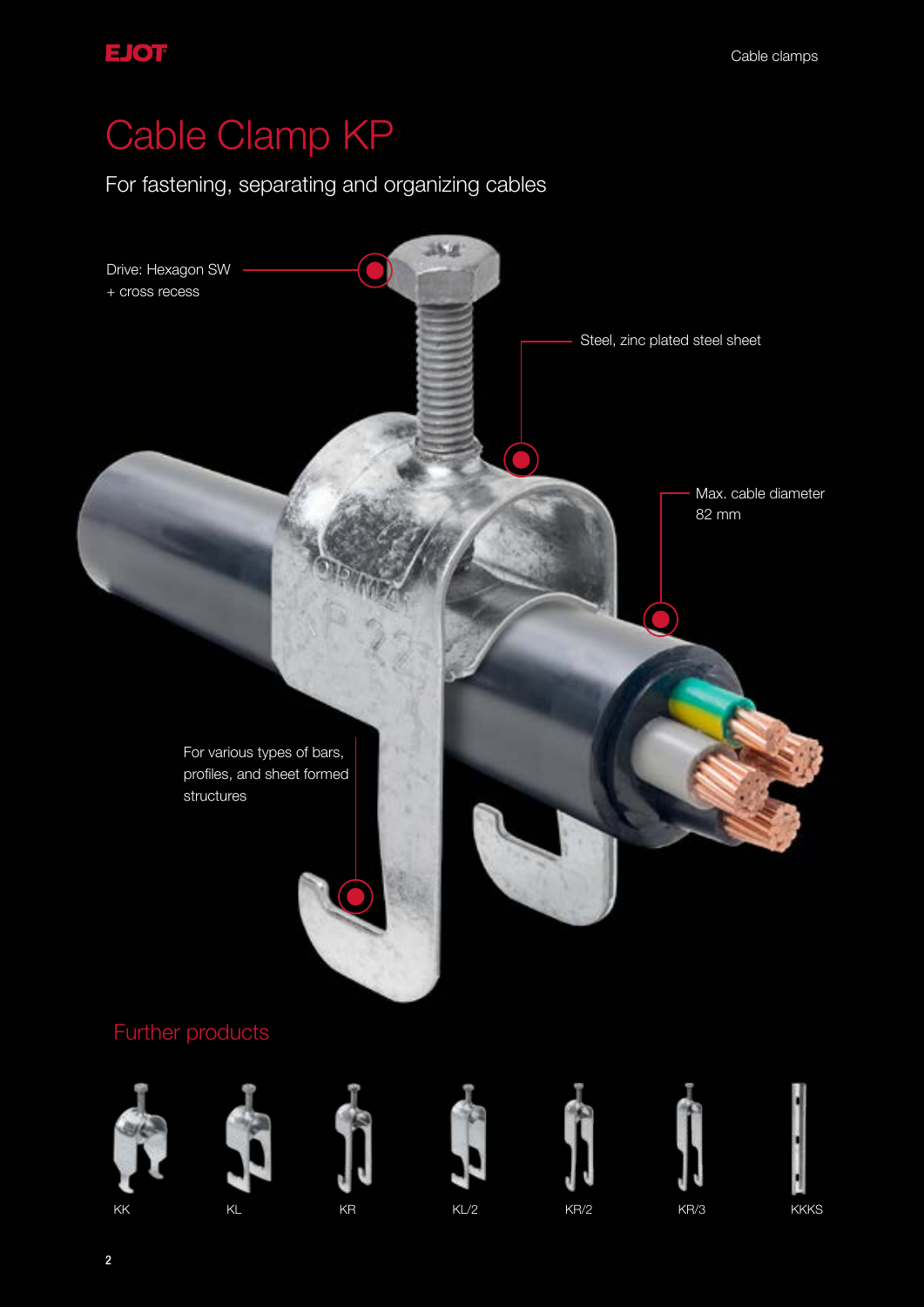# Cable Clamp KP

For fastening, separating and organizing cables

Drive: Hexagon SW
+ cross recess

Steel, zinc plated steel sheet

Max. cable diameter
82 mm

For various types of bars, profiles, and sheet formed structures

## Further products

KK

KL

KR

KL/2

KR/2

KR/3

KKKS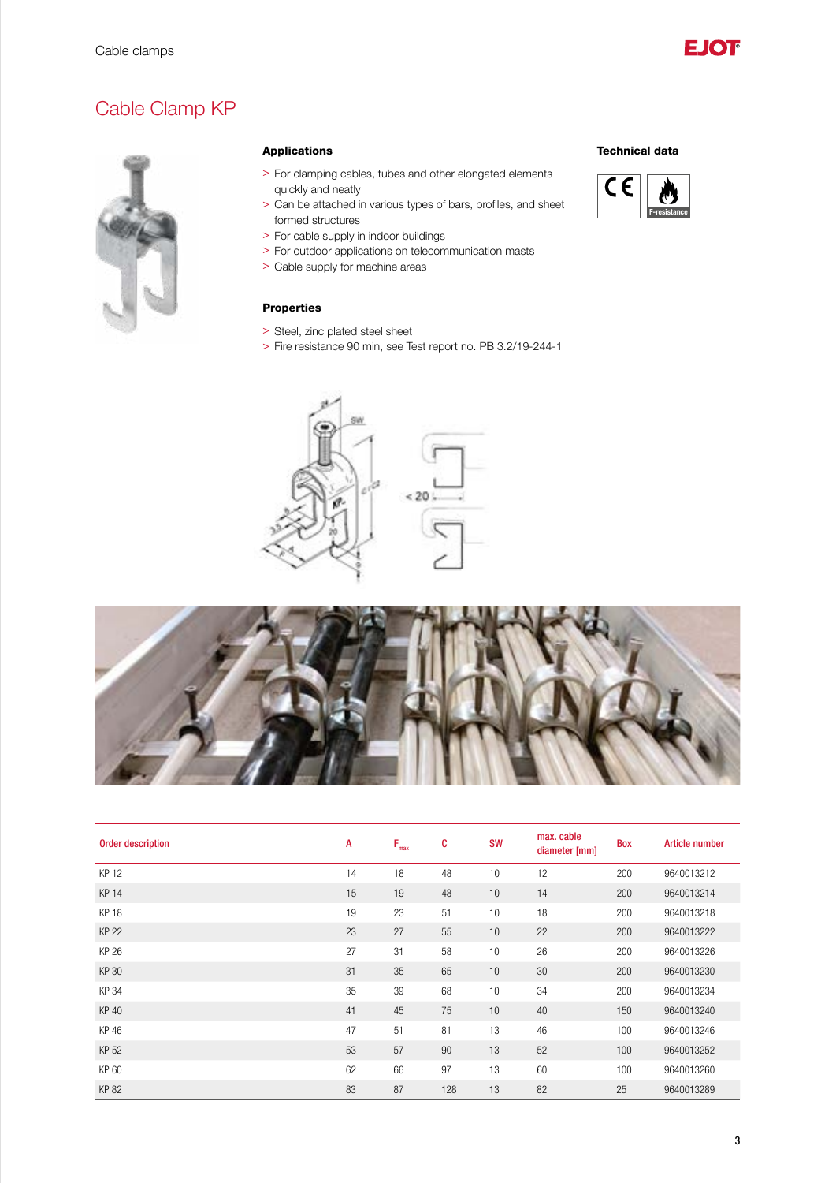# Cable Clamp KP

### Applications

- For clamping cables, tubes and other elongated elements quickly and neatly
- Can be attached in various types of bars, profiles, and sheet formed structures
- For cable supply in indoor buildings
- For outdoor applications on telecommunication masts
- Cable supply for machine areas

### Properties

- Steel, zinc plated steel sheet
- Fire resistance 90 min, see Test report no. PB 3.2/19-244-1

### Technical data

CE  
F-resistance

| Order description | A | $F_{max}$ | C | SW | max. cable diameter [mm] | Box | Article number |
|---|---|---|---|---|---|---|---|
| KP 12 | 14 | 18 | 48 | 10 | 12 | 200 | 9640013212 |
| KP 14 | 15 | 19 | 48 | 10 | 14 | 200 | 9640013214 |
| KP 18 | 19 | 23 | 51 | 10 | 18 | 200 | 9640013218 |
| KP 22 | 23 | 27 | 55 | 10 | 22 | 200 | 9640013222 |
| KP 26 | 27 | 31 | 58 | 10 | 26 | 200 | 9640013226 |
| KP 30 | 31 | 35 | 65 | 10 | 30 | 200 | 9640013230 |
| KP 34 | 35 | 39 | 68 | 10 | 34 | 200 | 9640013234 |
| KP 40 | 41 | 45 | 75 | 10 | 40 | 150 | 9640013240 |
| KP 46 | 47 | 51 | 81 | 13 | 46 | 100 | 9640013246 |
| KP 52 | 53 | 57 | 90 | 13 | 52 | 100 | 9640013252 |
| KP 60 | 62 | 66 | 97 | 13 | 60 | 100 | 9640013260 |
| KP 82 | 83 | 87 | 128 | 13 | 82 | 25 | 9640013289 |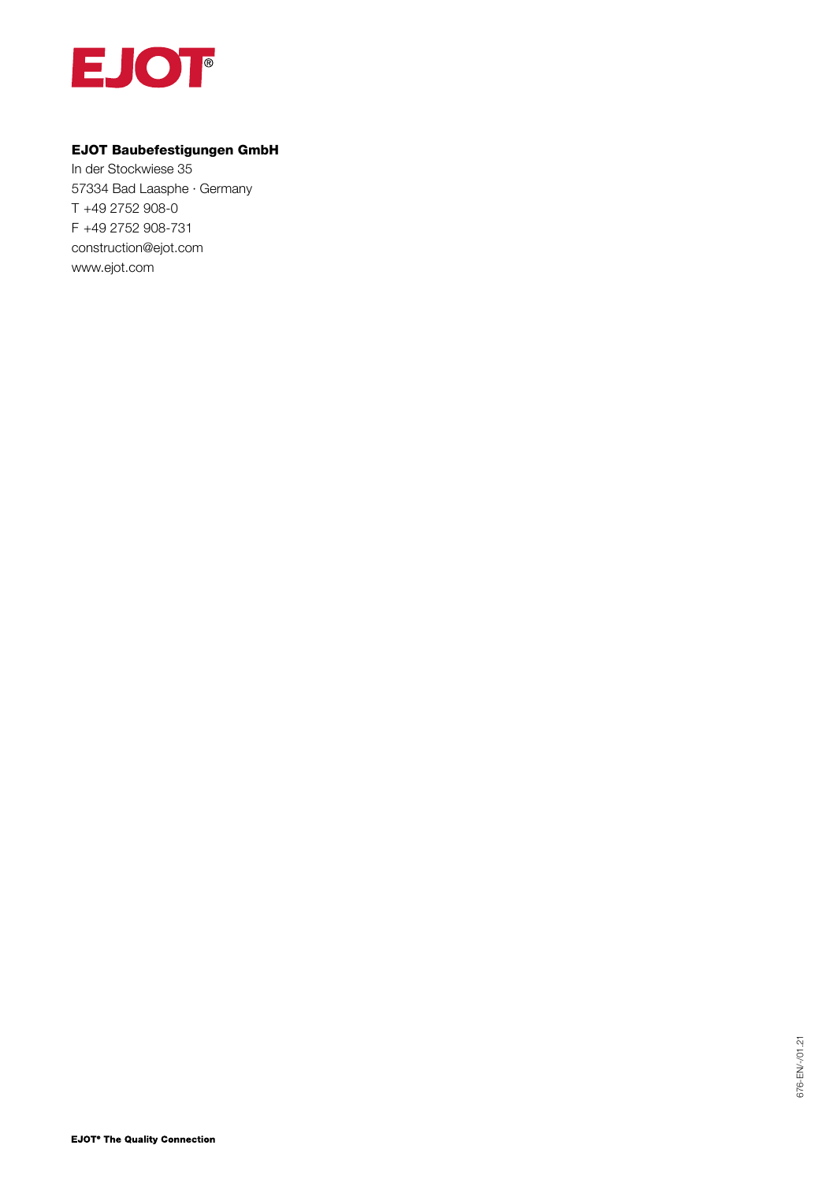EJOT®

**EJOT Baubefestigungen GmbH**
In der Stockwiese 35
57334 Bad Laasphe · Germany
T +49 2752 908-0
F +49 2752 908-731
construction@ejot.com
www.ejot.com

676-EN/-/01.21

**EJOT® The Quality Connection**